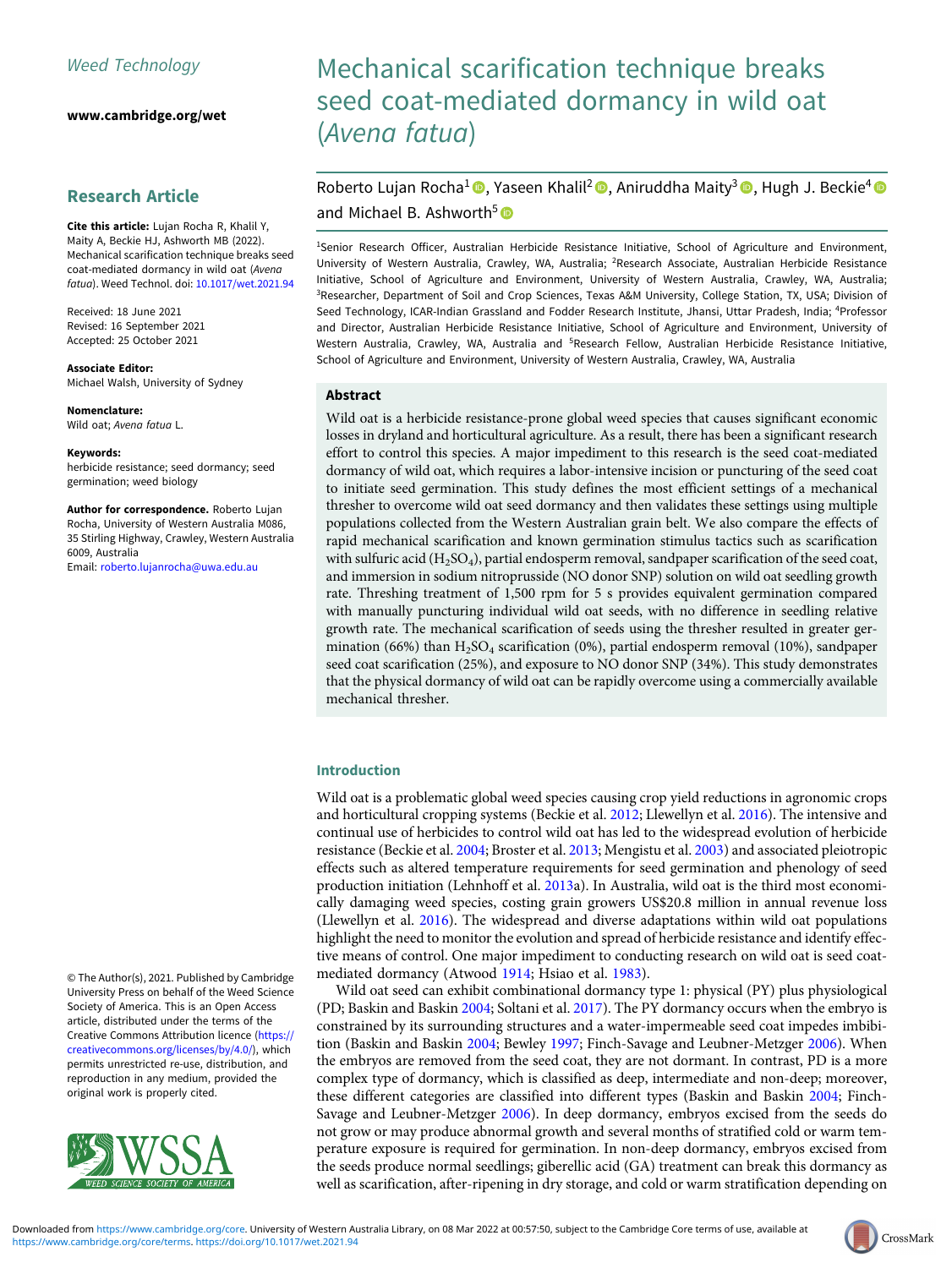Weed Technology

www.cambridge.org/wet

## Research Article

**Cite this article:** Lujan Rocha R, Khalil Y, Maity A, Beckie HJ, Ashworth MB (2022). Mechanical scarification technique breaks seed coat-mediated dormancy in wild oat (*Avena fatua*). Weed Technol. doi: 10.1017/wet.2021.94

Received: 18 June 2021
Revised: 16 September 2021
Accepted: 25 October 2021

**Associate Editor:**
Michael Walsh, University of Sydney

**Nomenclature:**
Wild oat; *Avena fatua* L.

**Keywords:**
herbicide resistance; seed dormancy; seed germination; weed biology

**Author for correspondence.** Roberto Lujan Rocha, University of Western Australia M086, 35 Stirling Highway, Crawley, Western Australia 6009, Australia
Email: roberto.lujanrocha@uwa.edu.au

© The Author(s), 2021. Published by Cambridge University Press on behalf of the Weed Science Society of America. This is an Open Access article, distributed under the terms of the Creative Commons Attribution licence (https://creativecommons.org/licenses/by/4.0/), which permits unrestricted re-use, distribution, and reproduction in any medium, provided the original work is properly cited.

# Mechanical scarification technique breaks seed coat-mediated dormancy in wild oat (*Avena fatua*)

Roberto Lujan Rocha[1], Yaseen Khalil[2], Aniruddha Maity[3], Hugh J. Beckie[4] and Michael B. Ashworth[5]

[1]Senior Research Officer, Australian Herbicide Resistance Initiative, School of Agriculture and Environment, University of Western Australia, Crawley, WA, Australia; [2]Research Associate, Australian Herbicide Resistance Initiative, School of Agriculture and Environment, University of Western Australia, Crawley, WA, Australia; [3]Researcher, Department of Soil and Crop Sciences, Texas A&M University, College Station, TX, USA; Division of Seed Technology, ICAR-Indian Grassland and Fodder Research Institute, Jhansi, Uttar Pradesh, India; [4]Professor and Director, Australian Herbicide Resistance Initiative, School of Agriculture and Environment, University of Western Australia, Crawley, WA, Australia and [5]Research Fellow, Australian Herbicide Resistance Initiative, School of Agriculture and Environment, University of Western Australia, Crawley, WA, Australia

## Abstract

Wild oat is a herbicide resistance-prone global weed species that causes significant economic losses in dryland and horticultural agriculture. As a result, there has been a significant research effort to control this species. A major impediment to this research is the seed coat-mediated dormancy of wild oat, which requires a labor-intensive incision or puncturing of the seed coat to initiate seed germination. This study defines the most efficient settings of a mechanical thresher to overcome wild oat seed dormancy and then validates these settings using multiple populations collected from the Western Australian grain belt. We also compare the effects of rapid mechanical scarification and known germination stimulus tactics such as scarification with sulfuric acid ($H_2SO_4$), partial endosperm removal, sandpaper scarification of the seed coat, and immersion in sodium nitroprusside (NO donor SNP) solution on wild oat seedling growth rate. Threshing treatment of 1,500 rpm for 5 s provides equivalent germination compared with manually puncturing individual wild oat seeds, with no difference in seedling relative growth rate. The mechanical scarification of seeds using the thresher resulted in greater germination (66%) than $H_2SO_4$ scarification (0%), partial endosperm removal (10%), sandpaper seed coat scarification (25%), and exposure to NO donor SNP (34%). This study demonstrates that the physical dormancy of wild oat can be rapidly overcome using a commercially available mechanical thresher.

## Introduction

Wild oat is a problematic global weed species causing crop yield reductions in agronomic crops and horticultural cropping systems (Beckie et al. 2012; Llewellyn et al. 2016). The intensive and continual use of herbicides to control wild oat has led to the widespread evolution of herbicide resistance (Beckie et al. 2004; Broster et al. 2013; Mengistu et al. 2003) and associated pleiotropic effects such as altered temperature requirements for seed germination and phenology of seed production initiation (Lehnhoff et al. 2013a). In Australia, wild oat is the third most economically damaging weed species, costing grain growers US$20.8 million in annual revenue loss (Llewellyn et al. 2016). The widespread and diverse adaptations within wild oat populations highlight the need to monitor the evolution and spread of herbicide resistance and identify effective means of control. One major impediment to conducting research on wild oat is seed coat-mediated dormancy (Atwood 1914; Hsiao et al. 1983).

Wild oat seed can exhibit combinational dormancy type 1: physical (PY) plus physiological (PD; Baskin and Baskin 2004; Soltani et al. 2017). The PY dormancy occurs when the embryo is constrained by its surrounding structures and a water-impermeable seed coat impedes imbibition (Baskin and Baskin 2004; Bewley 1997; Finch-Savage and Leubner-Metzger 2006). When the embryos are removed from the seed coat, they are not dormant. In contrast, PD is a more complex type of dormancy, which is classified as deep, intermediate and non-deep; moreover, these different categories are classified into different types (Baskin and Baskin 2004; Finch-Savage and Leubner-Metzger 2006). In deep dormancy, embryos excised from the seeds do not grow or may produce abnormal growth and several months of stratified cold or warm temperature exposure is required for germination. In non-deep dormancy, embryos excised from the seeds produce normal seedlings; giberellic acid (GA) treatment can break this dormancy as well as scarification, after-ripening in dry storage, and cold or warm stratification depending on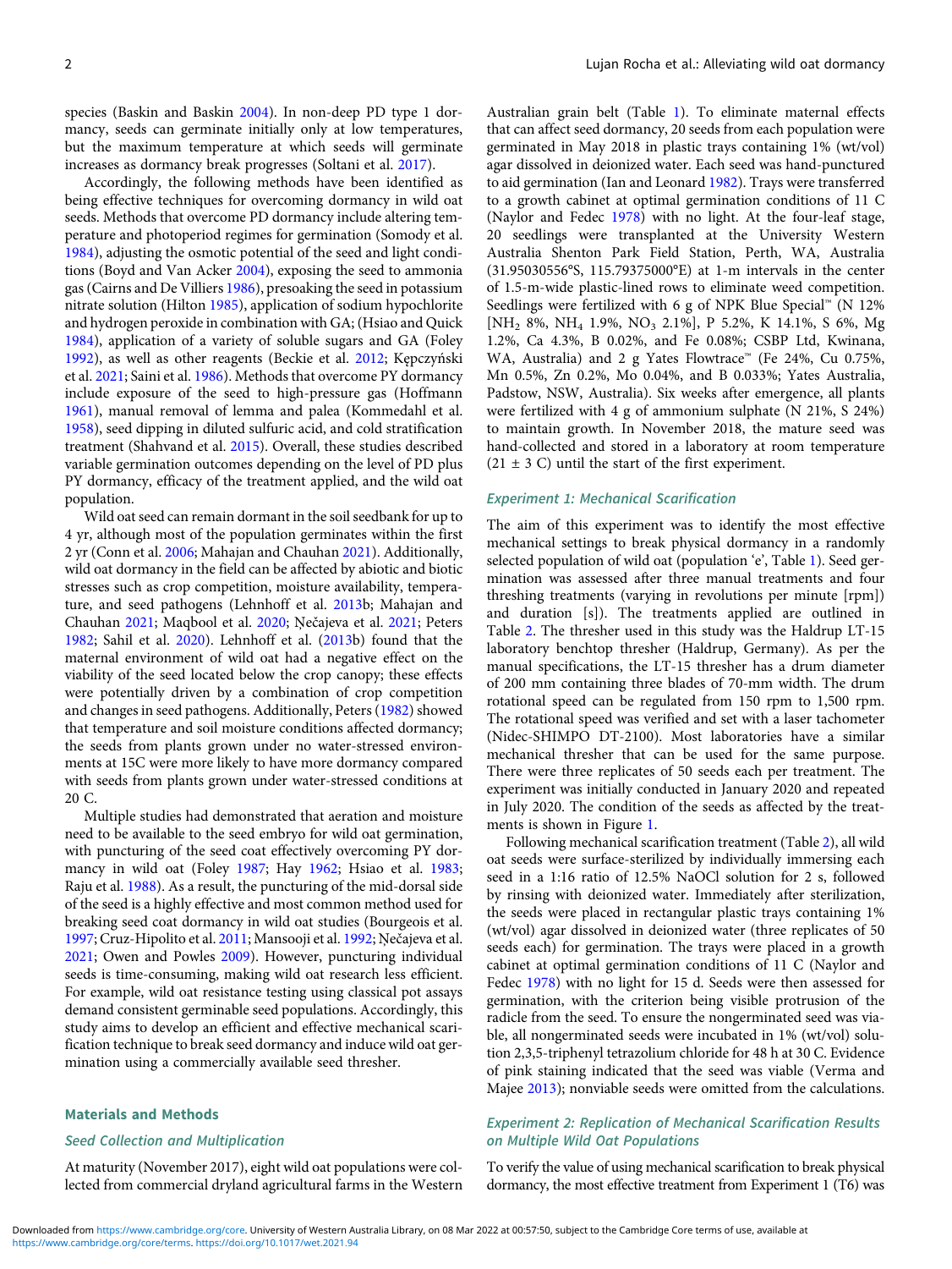species (Baskin and Baskin 2004). In non-deep PD type 1 dormancy, seeds can germinate initially only at low temperatures, but the maximum temperature at which seeds will germinate increases as dormancy break progresses (Soltani et al. 2017).

Accordingly, the following methods have been identified as being effective techniques for overcoming dormancy in wild oat seeds. Methods that overcome PD dormancy include altering temperature and photoperiod regimes for germination (Somody et al. 1984), adjusting the osmotic potential of the seed and light conditions (Boyd and Van Acker 2004), exposing the seed to ammonia gas (Cairns and De Villiers 1986), presoaking the seed in potassium nitrate solution (Hilton 1985), application of sodium hypochlorite and hydrogen peroxide in combination with GA; (Hsiao and Quick 1984), application of a variety of soluble sugars and GA (Foley 1992), as well as other reagents (Beckie et al. 2012; Kępczyński et al. 2021; Saini et al. 1986). Methods that overcome PY dormancy include exposure of the seed to high-pressure gas (Hoffmann 1961), manual removal of lemma and palea (Kommedahl et al. 1958), seed dipping in diluted sulfuric acid, and cold stratification treatment (Shahvand et al. 2015). Overall, these studies described variable germination outcomes depending on the level of PD plus PY dormancy, efficacy of the treatment applied, and the wild oat population.

Wild oat seed can remain dormant in the soil seedbank for up to 4 yr, although most of the population germinates within the first 2 yr (Conn et al. 2006; Mahajan and Chauhan 2021). Additionally, wild oat dormancy in the field can be affected by abiotic and biotic stresses such as crop competition, moisture availability, temperature, and seed pathogens (Lehnhoff et al. 2013b; Mahajan and Chauhan 2021; Maqbool et al. 2020; Ņečajeva et al. 2021; Peters 1982; Sahil et al. 2020). Lehnhoff et al. (2013b) found that the maternal environment of wild oat had a negative effect on the viability of the seed located below the crop canopy; these effects were potentially driven by a combination of crop competition and changes in seed pathogens. Additionally, Peters (1982) showed that temperature and soil moisture conditions affected dormancy; the seeds from plants grown under no water-stressed environments at 15C were more likely to have more dormancy compared with seeds from plants grown under water-stressed conditions at 20 C.

Multiple studies had demonstrated that aeration and moisture need to be available to the seed embryo for wild oat germination, with puncturing of the seed coat effectively overcoming PY dormancy in wild oat (Foley 1987; Hay 1962; Hsiao et al. 1983; Raju et al. 1988). As a result, the puncturing of the mid-dorsal side of the seed is a highly effective and most common method used for breaking seed coat dormancy in wild oat studies (Bourgeois et al. 1997; Cruz-Hipolito et al. 2011; Mansooji et al. 1992; Ņečajeva et al. 2021; Owen and Powles 2009). However, puncturing individual seeds is time-consuming, making wild oat research less efficient. For example, wild oat resistance testing using classical pot assays demand consistent germinable seed populations. Accordingly, this study aims to develop an efficient and effective mechanical scarification technique to break seed dormancy and induce wild oat germination using a commercially available seed thresher.

## Materials and Methods

### Seed Collection and Multiplication

At maturity (November 2017), eight wild oat populations were collected from commercial dryland agricultural farms in the Western Australian grain belt (Table 1). To eliminate maternal effects that can affect seed dormancy, 20 seeds from each population were germinated in May 2018 in plastic trays containing 1% (wt/vol) agar dissolved in deionized water. Each seed was hand-punctured to aid germination (Ian and Leonard 1982). Trays were transferred to a growth cabinet at optimal germination conditions of 11 C (Naylor and Fedec 1978) with no light. At the four-leaf stage, 20 seedlings were transplanted at the University Western Australia Shenton Park Field Station, Perth, WA, Australia (31.95030556°S, 115.79375000°E) at 1-m intervals in the center of 1.5-m-wide plastic-lined rows to eliminate weed competition. Seedlings were fertilized with 6 g of NPK Blue Special™ (N 12% [$NH_2$ 8%, $NH_4$ 1.9%, $NO_3$ 2.1%], P 5.2%, K 14.1%, S 6%, Mg 1.2%, Ca 4.3%, B 0.02%, and Fe 0.08%; CSBP Ltd, Kwinana, WA, Australia) and 2 g Yates Flowtrace™ (Fe 24%, Cu 0.75%, Mn 0.5%, Zn 0.2%, Mo 0.04%, and B 0.033%; Yates Australia, Padstow, NSW, Australia). Six weeks after emergence, all plants were fertilized with 4 g of ammonium sulphate (N 21%, S 24%) to maintain growth. In November 2018, the mature seed was hand-collected and stored in a laboratory at room temperature (21 ± 3 C) until the start of the first experiment.

### Experiment 1: Mechanical Scarification

The aim of this experiment was to identify the most effective mechanical settings to break physical dormancy in a randomly selected population of wild oat (population 'e', Table 1). Seed germination was assessed after three manual treatments and four threshing treatments (varying in revolutions per minute [rpm]) and duration [s]). The treatments applied are outlined in Table 2. The thresher used in this study was the Haldrup LT-15 laboratory benchtop thresher (Haldrup, Germany). As per the manual specifications, the LT-15 thresher has a drum diameter of 200 mm containing three blades of 70-mm width. The drum rotational speed can be regulated from 150 rpm to 1,500 rpm. The rotational speed was verified and set with a laser tachometer (Nidec-SHIMPO DT-2100). Most laboratories have a similar mechanical thresher that can be used for the same purpose. There were three replicates of 50 seeds each per treatment. The experiment was initially conducted in January 2020 and repeated in July 2020. The condition of the seeds as affected by the treatments is shown in Figure 1.

Following mechanical scarification treatment (Table 2), all wild oat seeds were surface-sterilized by individually immersing each seed in a 1:16 ratio of 12.5% NaOCl solution for 2 s, followed by rinsing with deionized water. Immediately after sterilization, the seeds were placed in rectangular plastic trays containing 1% (wt/vol) agar dissolved in deionized water (three replicates of 50 seeds each) for germination. The trays were placed in a growth cabinet at optimal germination conditions of 11 C (Naylor and Fedec 1978) with no light for 15 d. Seeds were then assessed for germination, with the criterion being visible protrusion of the radicle from the seed. To ensure the nongerminated seed was viable, all nongerminated seeds were incubated in 1% (wt/vol) solution 2,3,5-triphenyl tetrazolium chloride for 48 h at 30 C. Evidence of pink staining indicated that the seed was viable (Verma and Majee 2013); nonviable seeds were omitted from the calculations.

### Experiment 2: Replication of Mechanical Scarification Results on Multiple Wild Oat Populations

To verify the value of using mechanical scarification to break physical dormancy, the most effective treatment from Experiment 1 (T6) was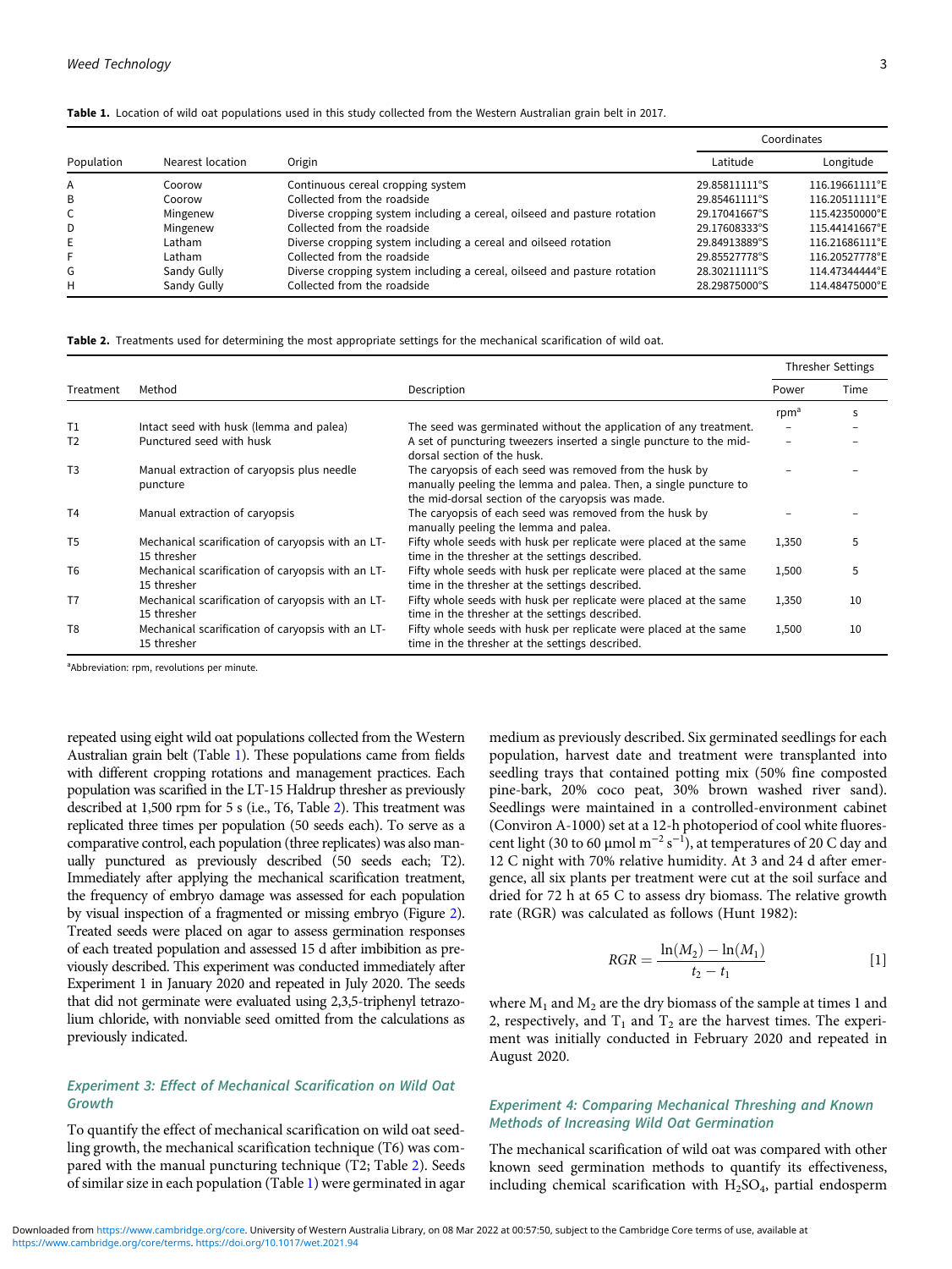**Table 1.** Location of wild oat populations used in this study collected from the Western Australian grain belt in 2017.

| Population | Nearest location | Origin | Coordinates | |
|---|---|---|---|---|
| | | | Latitude | Longitude |
| A | Coorow | Continuous cereal cropping system | 29.85811111°S | 116.19661111°E |
| B | Coorow | Collected from the roadside | 29.85461111°S | 116.20511111°E |
| C | Mingenew | Diverse cropping system including a cereal, oilseed and pasture rotation | 29.17041667°S | 115.42350000°E |
| D | Mingenew | Collected from the roadside | 29.17608333°S | 115.44141667°E |
| E | Latham | Diverse cropping system including a cereal and oilseed rotation | 29.84913889°S | 116.21686111°E |
| F | Latham | Collected from the roadside | 29.85527778°S | 116.20527778°E |
| G | Sandy Gully | Diverse cropping system including a cereal, oilseed and pasture rotation | 28.30211111°S | 114.47344444°E |
| H | Sandy Gully | Collected from the roadside | 28.29875000°S | 114.48475000°E |

**Table 2.** Treatments used for determining the most appropriate settings for the mechanical scarification of wild oat.

| Treatment | Method | Description | Thresher Settings | |
|---|---|---|---|---|
| | | | Power | Time |
| | | | rpm[a] | s |
| T1 | Intact seed with husk (lemma and palea) | The seed was germinated without the application of any treatment. | – | – |
| T2 | Punctured seed with husk | A set of puncturing tweezers inserted a single puncture to the mid-dorsal section of the husk. | – | – |
| T3 | Manual extraction of caryopsis plus needle puncture | The caryopsis of each seed was removed from the husk by manually peeling the lemma and palea. Then, a single puncture to the mid-dorsal section of the caryopsis was made. | – | – |
| T4 | Manual extraction of caryopsis | The caryopsis of each seed was removed from the husk by manually peeling the lemma and palea. | – | – |
| T5 | Mechanical scarification of caryopsis with an LT-15 thresher | Fifty whole seeds with husk per replicate were placed at the same time in the thresher at the settings described. | 1,350 | 5 |
| T6 | Mechanical scarification of caryopsis with an LT-15 thresher | Fifty whole seeds with husk per replicate were placed at the same time in the thresher at the settings described. | 1,500 | 5 |
| T7 | Mechanical scarification of caryopsis with an LT-15 thresher | Fifty whole seeds with husk per replicate were placed at the same time in the thresher at the settings described. | 1,350 | 10 |
| T8 | Mechanical scarification of caryopsis with an LT-15 thresher | Fifty whole seeds with husk per replicate were placed at the same time in the thresher at the settings described. | 1,500 | 10 |

[a]Abbreviation: rpm, revolutions per minute.

repeated using eight wild oat populations collected from the Western Australian grain belt (Table 1). These populations came from fields with different cropping rotations and management practices. Each population was scarified in the LT-15 Haldrup thresher as previously described at 1,500 rpm for 5 s (i.e., T6, Table 2). This treatment was replicated three times per population (50 seeds each). To serve as a comparative control, each population (three replicates) was also manually punctured as previously described (50 seeds each; T2). Immediately after applying the mechanical scarification treatment, the frequency of embryo damage was assessed for each population by visual inspection of a fragmented or missing embryo (Figure 2). Treated seeds were placed on agar to assess germination responses of each treated population and assessed 15 d after imbibition as previously described. This experiment was conducted immediately after Experiment 1 in January 2020 and repeated in July 2020. The seeds that did not germinate were evaluated using 2,3,5-triphenyl tetrazolium chloride, with nonviable seed omitted from the calculations as previously indicated.

### Experiment 3: Effect of Mechanical Scarification on Wild Oat Growth

To quantify the effect of mechanical scarification on wild oat seedling growth, the mechanical scarification technique (T6) was compared with the manual puncturing technique (T2; Table 2). Seeds of similar size in each population (Table 1) were germinated in agar medium as previously described. Six germinated seedlings for each population, harvest date and treatment were transplanted into seedling trays that contained potting mix (50% fine composted pine-bark, 20% coco peat, 30% brown washed river sand). Seedlings were maintained in a controlled-environment cabinet (Conviron A-1000) set at a 12-h photoperiod of cool white fluorescent light (30 to 60 µmol $m^{-2}$ $s^{-1}$), at temperatures of 20 C day and 12 C night with 70% relative humidity. At 3 and 24 d after emergence, all six plants per treatment were cut at the soil surface and dried for 72 h at 65 C to assess dry biomass. The relative growth rate (RGR) was calculated as follows (Hunt 1982):

$$RGR = \frac{\ln(M_2) - \ln(M_1)}{t_2 - t_1} \qquad [1]$$

where $M_1$ and $M_2$ are the dry biomass of the sample at times 1 and 2, respectively, and $T_1$ and $T_2$ are the harvest times. The experiment was initially conducted in February 2020 and repeated in August 2020.

### Experiment 4: Comparing Mechanical Threshing and Known Methods of Increasing Wild Oat Germination

The mechanical scarification of wild oat was compared with other known seed germination methods to quantify its effectiveness, including chemical scarification with $H_2SO_4$, partial endosperm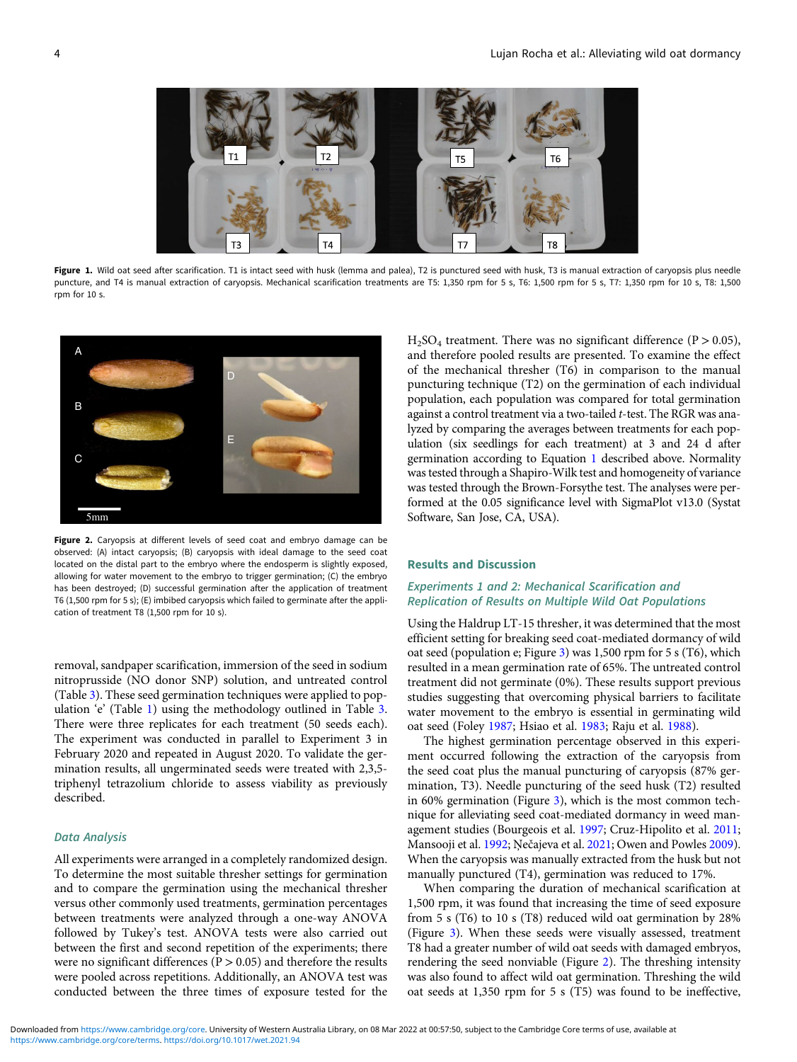Figure 1. Wild oat seed after scarification. T1 is intact seed with husk (lemma and palea), T2 is punctured seed with husk, T3 is manual extraction of caryopsis plus needle puncture, and T4 is manual extraction of caryopsis. Mechanical scarification treatments are T5: 1,350 rpm for 5 s, T6: 1,500 rpm for 5 s, T7: 1,350 rpm for 10 s, T8: 1,500 rpm for 10 s.

Figure 2. Caryopsis at different levels of seed coat and embryo damage can be observed: (A) intact caryopsis; (B) caryopsis with ideal damage to the seed coat located on the distal part to the embryo where the endosperm is slightly exposed, allowing for water movement to the embryo to trigger germination; (C) the embryo has been destroyed; (D) successful germination after the application of treatment T6 (1,500 rpm for 5 s); (E) imbibed caryopsis which failed to germinate after the application of treatment T8 (1,500 rpm for 10 s).

removal, sandpaper scarification, immersion of the seed in sodium nitroprusside (NO donor SNP) solution, and untreated control (Table 3). These seed germination techniques were applied to population 'e' (Table 1) using the methodology outlined in Table 3. There were three replicates for each treatment (50 seeds each). The experiment was conducted in parallel to Experiment 3 in February 2020 and repeated in August 2020. To validate the germination results, all ungerminated seeds were treated with 2,3,5-triphenyl tetrazolium chloride to assess viability as previously described.

### Data Analysis

All experiments were arranged in a completely randomized design. To determine the most suitable thresher settings for germination and to compare the germination using the mechanical thresher versus other commonly used treatments, germination percentages between treatments were analyzed through a one-way ANOVA followed by Tukey's test. ANOVA tests were also carried out between the first and second repetition of the experiments; there were no significant differences ($P > 0.05$) and therefore the results were pooled across repetitions. Additionally, an ANOVA test was conducted between the three times of exposure tested for the $H_2SO_4$ treatment. There was no significant difference ($P > 0.05$), and therefore pooled results are presented. To examine the effect of the mechanical thresher (T6) in comparison to the manual puncturing technique (T2) on the germination of each individual population, each population was compared for total germination against a control treatment via a two-tailed $t$-test. The RGR was analyzed by comparing the averages between treatments for each population (six seedlings for each treatment) at 3 and 24 d after germination according to Equation 1 described above. Normality was tested through a Shapiro-Wilk test and homogeneity of variance was tested through the Brown-Forsythe test. The analyses were performed at the 0.05 significance level with SigmaPlot v13.0 (Systat Software, San Jose, CA, USA).

## Results and Discussion

### Experiments 1 and 2: Mechanical Scarification and Replication of Results on Multiple Wild Oat Populations

Using the Haldrup LT-15 thresher, it was determined that the most efficient setting for breaking seed coat-mediated dormancy of wild oat seed (population e; Figure 3) was 1,500 rpm for 5 s (T6), which resulted in a mean germination rate of 65%. The untreated control treatment did not germinate (0%). These results support previous studies suggesting that overcoming physical barriers to facilitate water movement to the embryo is essential in germinating wild oat seed (Foley 1987; Hsiao et al. 1983; Raju et al. 1988).

The highest germination percentage observed in this experiment occurred following the extraction of the caryopsis from the seed coat plus the manual puncturing of caryopsis (87% germination, T3). Needle puncturing of the seed husk (T2) resulted in 60% germination (Figure 3), which is the most common technique for alleviating seed coat-mediated dormancy in weed management studies (Bourgeois et al. 1997; Cruz-Hipolito et al. 2011; Mansooji et al. 1992; Ņečajeva et al. 2021; Owen and Powles 2009). When the caryopsis was manually extracted from the husk but not manually punctured (T4), germination was reduced to 17%.

When comparing the duration of mechanical scarification at 1,500 rpm, it was found that increasing the time of seed exposure from 5 s (T6) to 10 s (T8) reduced wild oat germination by 28% (Figure 3). When these seeds were visually assessed, treatment T8 had a greater number of wild oat seeds with damaged embryos, rendering the seed nonviable (Figure 2). The threshing intensity was also found to affect wild oat germination. Threshing the wild oat seeds at 1,350 rpm for 5 s (T5) was found to be ineffective,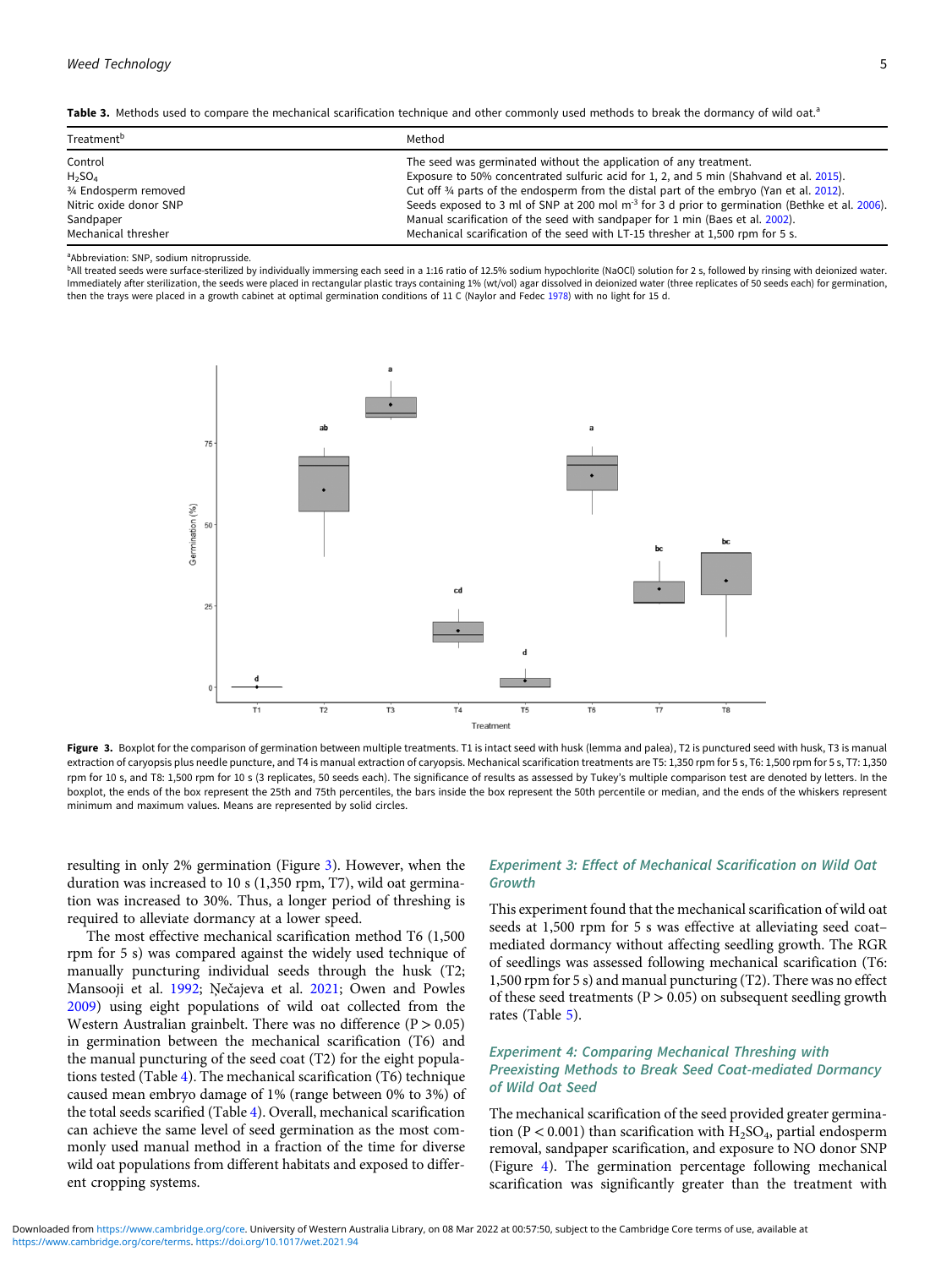**Table 3.** Methods used to compare the mechanical scarification technique and other commonly used methods to break the dormancy of wild oat.[a]

| Treatment[b] | Method |
|---|---|
| Control | The seed was germinated without the application of any treatment. |
| $H_2SO_4$ | Exposure to 50% concentrated sulfuric acid for 1, 2, and 5 min (Shahvand et al. 2015). |
| ¾ Endosperm removed | Cut off ¾ parts of the endosperm from the distal part of the embryo (Yan et al. 2012). |
| Nitric oxide donor SNP | Seeds exposed to 3 ml of SNP at 200 mol $m^{-3}$ for 3 d prior to germination (Bethke et al. 2006). |
| Sandpaper | Manual scarification of the seed with sandpaper for 1 min (Baes et al. 2002). |
| Mechanical thresher | Mechanical scarification of the seed with LT-15 thresher at 1,500 rpm for 5 s. |

[a]Abbreviation: SNP, sodium nitroprusside.

[b]All treated seeds were surface-sterilized by individually immersing each seed in a 1:16 ratio of 12.5% sodium hypochlorite (NaOCl) solution for 2 s, followed by rinsing with deionized water. Immediately after sterilization, the seeds were placed in rectangular plastic trays containing 1% (wt/vol) agar dissolved in deionized water (three replicates of 50 seeds each) for germination, then the trays were placed in a growth cabinet at optimal germination conditions of 11 C (Naylor and Fedec 1978) with no light for 15 d.

**Figure 3.** Boxplot for the comparison of germination between multiple treatments. T1 is intact seed with husk (lemma and palea), T2 is punctured seed with husk, T3 is manual extraction of caryopsis plus needle puncture, and T4 is manual extraction of caryopsis. Mechanical scarification treatments are T5: 1,350 rpm for 5 s, T6: 1,500 rpm for 5 s, T7: 1,350 rpm for 10 s, and T8: 1,500 rpm for 10 s (3 replicates, 50 seeds each). The significance of results as assessed by Tukey's multiple comparison test are denoted by letters. In the boxplot, the ends of the box represent the 25th and 75th percentiles, the bars inside the box represent the 50th percentile or median, and the ends of the whiskers represent minimum and maximum values. Means are represented by solid circles.

resulting in only 2% germination (Figure 3). However, when the duration was increased to 10 s (1,350 rpm, T7), wild oat germination was increased to 30%. Thus, a longer period of threshing is required to alleviate dormancy at a lower speed.

The most effective mechanical scarification method T6 (1,500 rpm for 5 s) was compared against the widely used technique of manually puncturing individual seeds through the husk (T2; Mansooji et al. 1992; Ņečajeva et al. 2021; Owen and Powles 2009) using eight populations of wild oat collected from the Western Australian grainbelt. There was no difference ($P > 0.05$) in germination between the mechanical scarification (T6) and the manual puncturing of the seed coat (T2) for the eight populations tested (Table 4). The mechanical scarification (T6) technique caused mean embryo damage of 1% (range between 0% to 3%) of the total seeds scarified (Table 4). Overall, mechanical scarification can achieve the same level of seed germination as the most commonly used manual method in a fraction of the time for diverse wild oat populations from different habitats and exposed to different cropping systems.

### Experiment 3: Effect of Mechanical Scarification on Wild Oat Growth

This experiment found that the mechanical scarification of wild oat seeds at 1,500 rpm for 5 s was effective at alleviating seed coat–mediated dormancy without affecting seedling growth. The RGR of seedlings was assessed following mechanical scarification (T6: 1,500 rpm for 5 s) and manual puncturing (T2). There was no effect of these seed treatments ($P > 0.05$) on subsequent seedling growth rates (Table 5).

### Experiment 4: Comparing Mechanical Threshing with Preexisting Methods to Break Seed Coat-mediated Dormancy of Wild Oat Seed

The mechanical scarification of the seed provided greater germination ($P < 0.001$) than scarification with $H_2SO_4$, partial endosperm removal, sandpaper scarification, and exposure to NO donor SNP (Figure 4). The germination percentage following mechanical scarification was significantly greater than the treatment with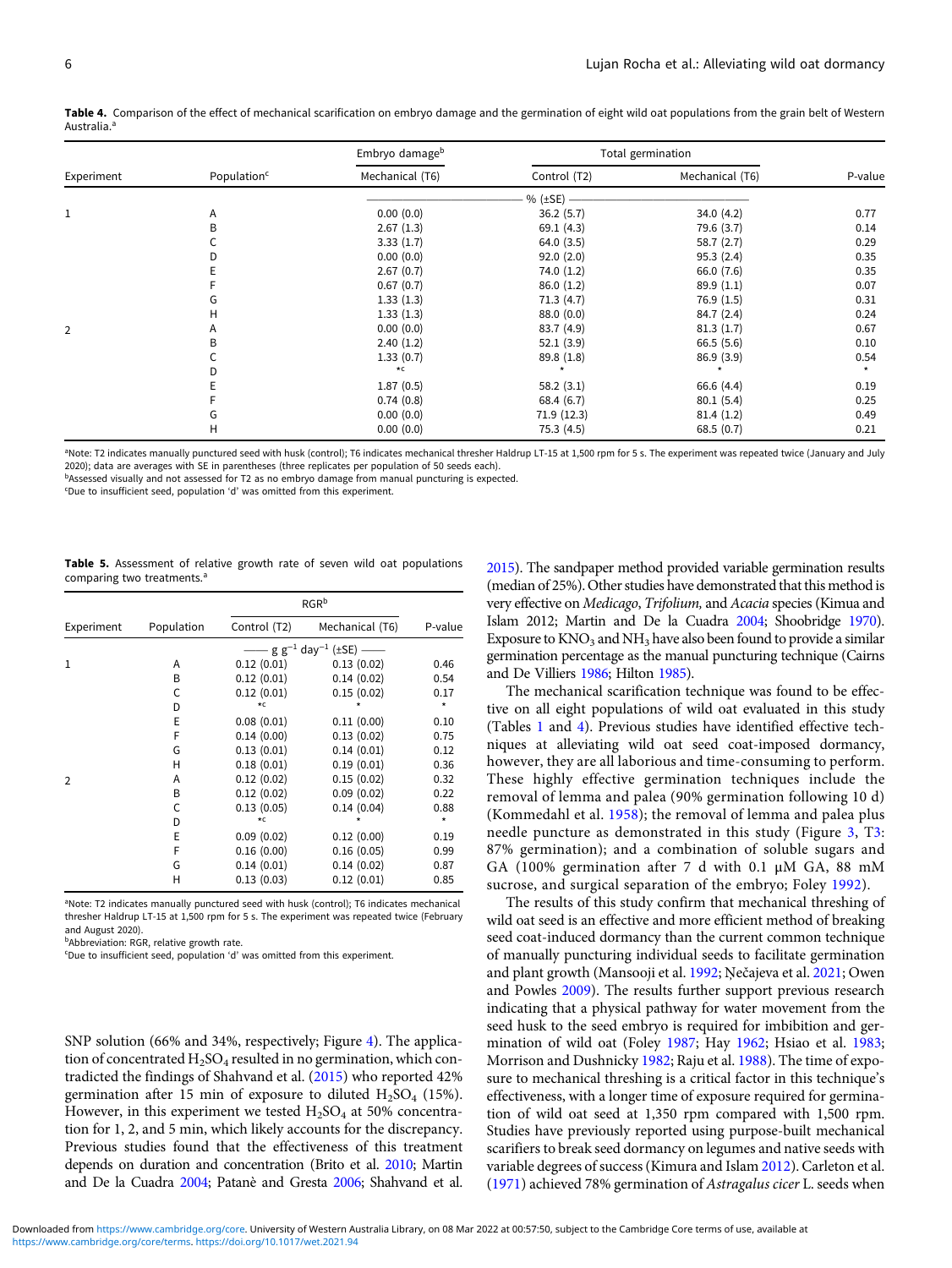**Table 4.** Comparison of the effect of mechanical scarification on embryo damage and the germination of eight wild oat populations from the grain belt of Western Australia.[a]

| Experiment | Population[c] | Embryo damage[b] | Total germination | | P-value |
|---|---|---|---|---|---|
| | | Mechanical (T6) | Control (T2) | Mechanical (T6) | |
| | | —— % (±SE) —— | | | |
| 1 | A | 0.00 (0.0) | 36.2 (5.7) | 34.0 (4.2) | 0.77 |
| | B | 2.67 (1.3) | 69.1 (4.3) | 79.6 (3.7) | 0.14 |
| | C | 3.33 (1.7) | 64.0 (3.5) | 58.7 (2.7) | 0.29 |
| | D | 0.00 (0.0) | 92.0 (2.0) | 95.3 (2.4) | 0.35 |
| | E | 2.67 (0.7) | 74.0 (1.2) | 66.0 (7.6) | 0.35 |
| | F | 0.67 (0.7) | 86.0 (1.2) | 89.9 (1.1) | 0.07 |
| | G | 1.33 (1.3) | 71.3 (4.7) | 76.9 (1.5) | 0.31 |
| | H | 1.33 (1.3) | 88.0 (0.0) | 84.7 (2.4) | 0.24 |
| 2 | A | 0.00 (0.0) | 83.7 (4.9) | 81.3 (1.7) | 0.67 |
| | B | 2.40 (1.2) | 52.1 (3.9) | 66.5 (5.6) | 0.10 |
| | C | 1.33 (0.7) | 89.8 (1.8) | 86.9 (3.9) | 0.54 |
| | D | *c | * | * | * |
| | E | 1.87 (0.5) | 58.2 (3.1) | 66.6 (4.4) | 0.19 |
| | F | 0.74 (0.8) | 68.4 (6.7) | 80.1 (5.4) | 0.25 |
| | G | 0.00 (0.0) | 71.9 (12.3) | 81.4 (1.2) | 0.49 |
| | H | 0.00 (0.0) | 75.3 (4.5) | 68.5 (0.7) | 0.21 |

[a]Note: T2 indicates manually punctured seed with husk (control); T6 indicates mechanical thresher Haldrup LT-15 at 1,500 rpm for 5 s. The experiment was repeated twice (January and July 2020); data are averages with SE in parentheses (three replicates per population of 50 seeds each).
[b]Assessed visually and not assessed for T2 as no embryo damage from manual puncturing is expected.
[c]Due to insufficient seed, population 'd' was omitted from this experiment.

**Table 5.** Assessment of relative growth rate of seven wild oat populations comparing two treatments.[a]

| Experiment | Population | RGR[b] | | P-value |
|---|---|---|---|---|
| | | Control (T2) | Mechanical (T6) | |
| | | —— $g\ g^{-1}\ day^{-1}$ (±SE) —— | | |
| 1 | A | 0.12 (0.01) | 0.13 (0.02) | 0.46 |
| | B | 0.12 (0.01) | 0.14 (0.02) | 0.54 |
| | C | 0.12 (0.01) | 0.15 (0.02) | 0.17 |
| | D | *c | * | * |
| | E | 0.08 (0.01) | 0.11 (0.00) | 0.10 |
| | F | 0.14 (0.00) | 0.13 (0.02) | 0.75 |
| | G | 0.13 (0.01) | 0.14 (0.01) | 0.12 |
| | H | 0.18 (0.01) | 0.19 (0.01) | 0.36 |
| 2 | A | 0.12 (0.02) | 0.15 (0.02) | 0.32 |
| | B | 0.12 (0.02) | 0.09 (0.02) | 0.22 |
| | C | 0.13 (0.05) | 0.14 (0.04) | 0.88 |
| | D | *c | * | * |
| | E | 0.09 (0.02) | 0.12 (0.00) | 0.19 |
| | F | 0.16 (0.00) | 0.16 (0.05) | 0.99 |
| | G | 0.14 (0.01) | 0.14 (0.02) | 0.87 |
| | H | 0.13 (0.03) | 0.12 (0.01) | 0.85 |

[a]Note: T2 indicates manually punctured seed with husk (control); T6 indicates mechanical thresher Haldrup LT-15 at 1,500 rpm for 5 s. The experiment was repeated twice (February and August 2020).
[b]Abbreviation: RGR, relative growth rate.
[c]Due to insufficient seed, population 'd' was omitted from this experiment.

SNP solution (66% and 34%, respectively; Figure 4). The application of concentrated $H_2SO_4$ resulted in no germination, which contradicted the findings of Shahvand et al. (2015) who reported 42% germination after 15 min of exposure to diluted $H_2SO_4$ (15%). However, in this experiment we tested $H_2SO_4$ at 50% concentration for 1, 2, and 5 min, which likely accounts for the discrepancy. Previous studies found that the effectiveness of this treatment depends on duration and concentration (Brito et al. 2010; Martin and De la Cuadra 2004; Patanè and Gresta 2006; Shahvand et al. 2015). The sandpaper method provided variable germination results (median of 25%). Other studies have demonstrated that this method is very effective on *Medicago*, *Trifolium,* and *Acacia* species (Kimua and Islam 2012; Martin and De la Cuadra 2004; Shoobridge 1970). Exposure to $KNO_3$ and $NH_3$ have also been found to provide a similar germination percentage as the manual puncturing technique (Cairns and De Villiers 1986; Hilton 1985).

The mechanical scarification technique was found to be effective on all eight populations of wild oat evaluated in this study (Tables 1 and 4). Previous studies have identified effective techniques at alleviating wild oat seed coat-imposed dormancy, however, they are all laborious and time-consuming to perform. These highly effective germination techniques include the removal of lemma and palea (90% germination following 10 d) (Kommedahl et al. 1958); the removal of lemma and palea plus needle puncture as demonstrated in this study (Figure 3, T3: 87% germination); and a combination of soluble sugars and GA (100% germination after 7 d with 0.1 µM GA, 88 mM sucrose, and surgical separation of the embryo; Foley 1992).

The results of this study confirm that mechanical threshing of wild oat seed is an effective and more efficient method of breaking seed coat-induced dormancy than the current common technique of manually puncturing individual seeds to facilitate germination and plant growth (Mansooji et al. 1992; Ņečajeva et al. 2021; Owen and Powles 2009). The results further support previous research indicating that a physical pathway for water movement from the seed husk to the seed embryo is required for imbibition and germination of wild oat (Foley 1987; Hay 1962; Hsiao et al. 1983; Morrison and Dushnicky 1982; Raju et al. 1988). The time of exposure to mechanical threshing is a critical factor in this technique's effectiveness, with a longer time of exposure required for germination of wild oat seed at 1,350 rpm compared with 1,500 rpm. Studies have previously reported using purpose-built mechanical scarifiers to break seed dormancy on legumes and native seeds with variable degrees of success (Kimura and Islam 2012). Carleton et al. (1971) achieved 78% germination of *Astragalus cicer* L. seeds when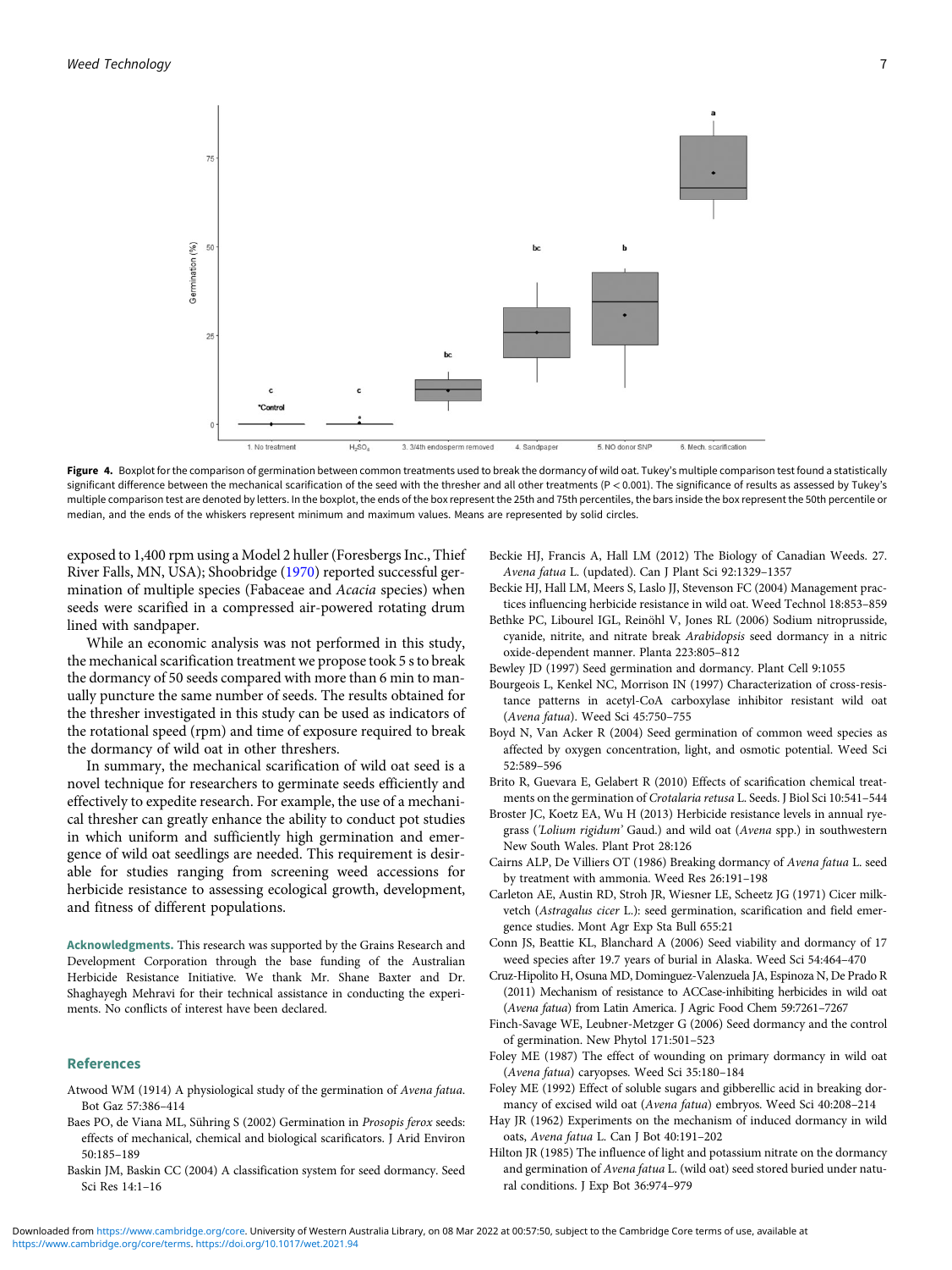**Figure 4.** Boxplot for the comparison of germination between common treatments used to break the dormancy of wild oat. Tukey's multiple comparison test found a statistically significant difference between the mechanical scarification of the seed with the thresher and all other treatments ($P < 0.001$). The significance of results as assessed by Tukey's multiple comparison test are denoted by letters. In the boxplot, the ends of the box represent the 25th and 75th percentiles, the bars inside the box represent the 50th percentile or median, and the ends of the whiskers represent minimum and maximum values. Means are represented by solid circles.

exposed to 1,400 rpm using a Model 2 huller (Foresbergs Inc., Thief River Falls, MN, USA); Shoobridge (1970) reported successful germination of multiple species (Fabaceae and *Acacia* species) when seeds were scarified in a compressed air-powered rotating drum lined with sandpaper.

While an economic analysis was not performed in this study, the mechanical scarification treatment we propose took 5 s to break the dormancy of 50 seeds compared with more than 6 min to manually puncture the same number of seeds. The results obtained for the thresher investigated in this study can be used as indicators of the rotational speed (rpm) and time of exposure required to break the dormancy of wild oat in other threshers.

In summary, the mechanical scarification of wild oat seed is a novel technique for researchers to germinate seeds efficiently and effectively to expedite research. For example, the use of a mechanical thresher can greatly enhance the ability to conduct pot studies in which uniform and sufficiently high germination and emergence of wild oat seedlings are needed. This requirement is desirable for studies ranging from screening weed accessions for herbicide resistance to assessing ecological growth, development, and fitness of different populations.

**Acknowledgments.** This research was supported by the Grains Research and Development Corporation through the base funding of the Australian Herbicide Resistance Initiative. We thank Mr. Shane Baxter and Dr. Shaghayegh Mehravi for their technical assistance in conducting the experiments. No conflicts of interest have been declared.

## References

Atwood WM (1914) A physiological study of the germination of *Avena fatua*. Bot Gaz 57:386–414

Baes PO, de Viana ML, Sühring S (2002) Germination in *Prosopis ferox* seeds: effects of mechanical, chemical and biological scarificators. J Arid Environ 50:185–189

Baskin JM, Baskin CC (2004) A classification system for seed dormancy. Seed Sci Res 14:1–16

Beckie HJ, Francis A, Hall LM (2012) The Biology of Canadian Weeds. 27. *Avena fatua* L. (updated). Can J Plant Sci 92:1329–1357

Beckie HJ, Hall LM, Meers S, Laslo JJ, Stevenson FC (2004) Management practices influencing herbicide resistance in wild oat. Weed Technol 18:853–859

Bethke PC, Libourel IGL, Reinöhl V, Jones RL (2006) Sodium nitroprusside, cyanide, nitrite, and nitrate break *Arabidopsis* seed dormancy in a nitric oxide-dependent manner. Planta 223:805–812

Bewley JD (1997) Seed germination and dormancy. Plant Cell 9:1055

Bourgeois L, Kenkel NC, Morrison IN (1997) Characterization of cross-resistance patterns in acetyl-CoA carboxylase inhibitor resistant wild oat (*Avena fatua*). Weed Sci 45:750–755

Boyd N, Van Acker R (2004) Seed germination of common weed species as affected by oxygen concentration, light, and osmotic potential. Weed Sci 52:589–596

Brito R, Guevara E, Gelabert R (2010) Effects of scarification chemical treatments on the germination of *Crotalaria retusa* L. Seeds. J Biol Sci 10:541–544

Broster JC, Koetz EA, Wu H (2013) Herbicide resistance levels in annual ryegrass (*'Lolium rigidum'* Gaud.) and wild oat (*Avena* spp.) in southwestern New South Wales. Plant Prot 28:126

Cairns ALP, De Villiers OT (1986) Breaking dormancy of *Avena fatua* L. seed by treatment with ammonia. Weed Res 26:191–198

Carleton AE, Austin RD, Stroh JR, Wiesner LE, Scheetz JG (1971) Cicer milkvetch (*Astragalus cicer* L.): seed germination, scarification and field emergence studies. Mont Agr Exp Sta Bull 655:21

Conn JS, Beattie KL, Blanchard A (2006) Seed viability and dormancy of 17 weed species after 19.7 years of burial in Alaska. Weed Sci 54:464–470

Cruz-Hipolito H, Osuna MD, Dominguez-Valenzuela JA, Espinoza N, De Prado R (2011) Mechanism of resistance to ACCase-inhibiting herbicides in wild oat (*Avena fatua*) from Latin America. J Agric Food Chem 59:7261–7267

Finch-Savage WE, Leubner-Metzger G (2006) Seed dormancy and the control of germination. New Phytol 171:501–523

Foley ME (1987) The effect of wounding on primary dormancy in wild oat (*Avena fatua*) caryopses. Weed Sci 35:180–184

Foley ME (1992) Effect of soluble sugars and gibberellic acid in breaking dormancy of excised wild oat (*Avena fatua*) embryos. Weed Sci 40:208–214

Hay JR (1962) Experiments on the mechanism of induced dormancy in wild oats, *Avena fatua* L. Can J Bot 40:191–202

Hilton JR (1985) The influence of light and potassium nitrate on the dormancy and germination of *Avena fatua* L. (wild oat) seed stored buried under natural conditions. J Exp Bot 36:974–979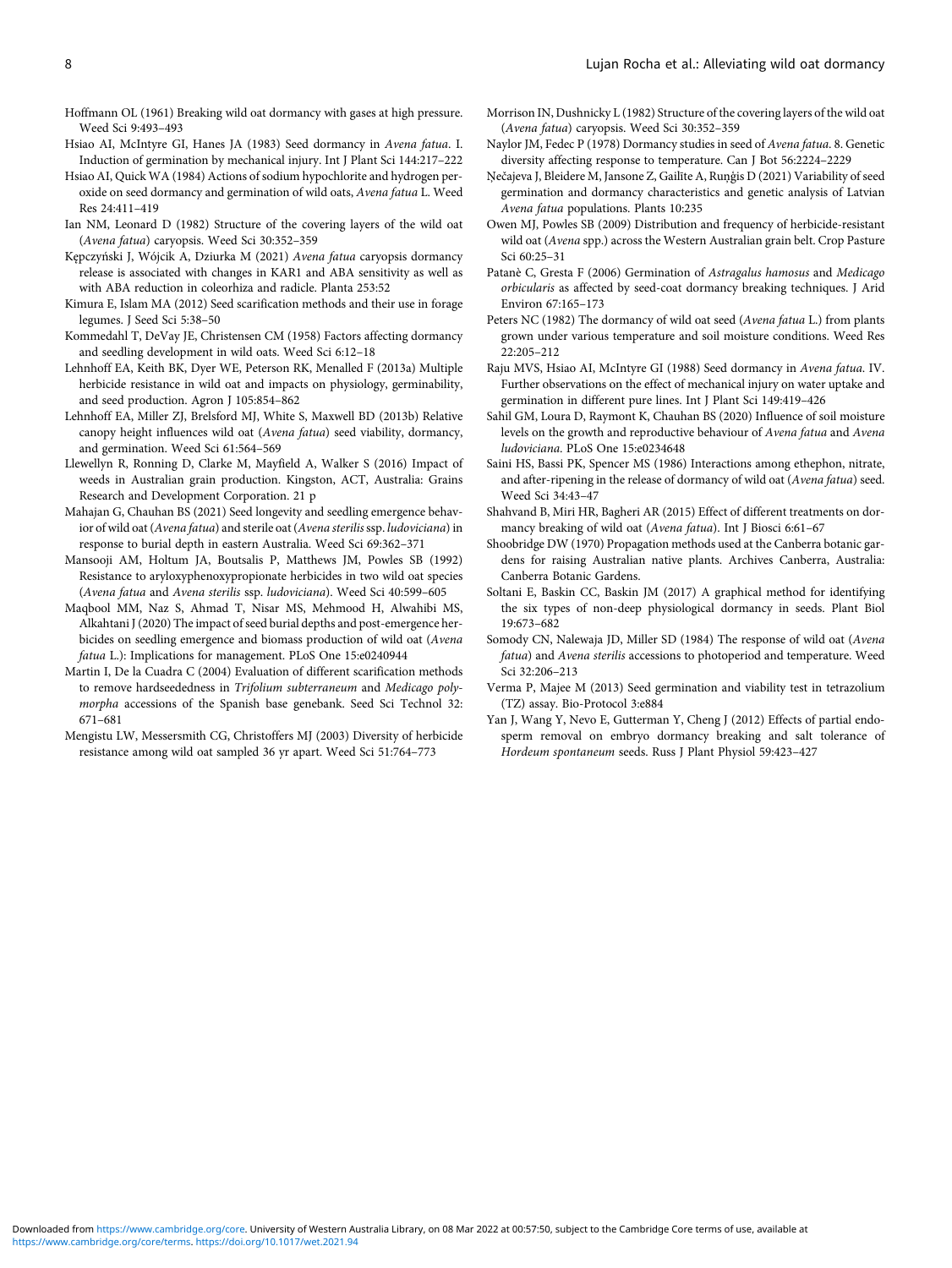Hoffmann OL (1961) Breaking wild oat dormancy with gases at high pressure. Weed Sci 9:493–493

Hsiao AI, McIntyre GI, Hanes JA (1983) Seed dormancy in *Avena fatua*. I. Induction of germination by mechanical injury. Int J Plant Sci 144:217–222

Hsiao AI, Quick WA (1984) Actions of sodium hypochlorite and hydrogen peroxide on seed dormancy and germination of wild oats, *Avena fatua* L. Weed Res 24:411–419

Ian NM, Leonard D (1982) Structure of the covering layers of the wild oat (*Avena fatua*) caryopsis. Weed Sci 30:352–359

Kępczyński J, Wójcik A, Dziurka M (2021) *Avena fatua* caryopsis dormancy release is associated with changes in KAR1 and ABA sensitivity as well as with ABA reduction in coleorhiza and radicle. Planta 253:52

Kimura E, Islam MA (2012) Seed scarification methods and their use in forage legumes. J Seed Sci 5:38–50

Kommedahl T, DeVay JE, Christensen CM (1958) Factors affecting dormancy and seedling development in wild oats. Weed Sci 6:12–18

Lehnhoff EA, Keith BK, Dyer WE, Peterson RK, Menalled F (2013a) Multiple herbicide resistance in wild oat and impacts on physiology, germinability, and seed production. Agron J 105:854–862

Lehnhoff EA, Miller ZJ, Brelsford MJ, White S, Maxwell BD (2013b) Relative canopy height influences wild oat (*Avena fatua*) seed viability, dormancy, and germination. Weed Sci 61:564–569

Llewellyn R, Ronning D, Clarke M, Mayfield A, Walker S (2016) Impact of weeds in Australian grain production. Kingston, ACT, Australia: Grains Research and Development Corporation. 21 p

Mahajan G, Chauhan BS (2021) Seed longevity and seedling emergence behavior of wild oat (*Avena fatua*) and sterile oat (*Avena sterilis* ssp. *ludoviciana*) in response to burial depth in eastern Australia. Weed Sci 69:362–371

Mansooji AM, Holtum JA, Boutsalis P, Matthews JM, Powles SB (1992) Resistance to aryloxyphenoxypropionate herbicides in two wild oat species (*Avena fatua* and *Avena sterilis* ssp. *ludoviciana*). Weed Sci 40:599–605

Maqbool MM, Naz S, Ahmad T, Nisar MS, Mehmood H, Alwahibi MS, Alkhatani J (2020) The impact of seed burial depths and post-emergence herbicides on seedling emergence and biomass production of wild oat (*Avena fatua* L.): Implications for management. PLoS One 15:e0240944

Martin I, De la Cuadra C (2004) Evaluation of different scarification methods to remove hardseededness in *Trifolium subterraneum* and *Medicago polymorpha* accessions of the Spanish base genebank. Seed Sci Technol 32: 671–681

Mengistu LW, Messersmith CG, Christoffers MJ (2003) Diversity of herbicide resistance among wild oat sampled 36 yr apart. Weed Sci 51:764–773

Morrison IN, Dushnicky L (1982) Structure of the covering layers of the wild oat (*Avena fatua*) caryopsis. Weed Sci 30:352–359

Naylor JM, Fedec P (1978) Dormancy studies in seed of *Avena fatua*. 8. Genetic diversity affecting response to temperature. Can J Bot 56:2224–2229

Ņečajeva J, Bleidere M, Jansone Z, Gailīte A, Ruņģis D (2021) Variability of seed germination and dormancy characteristics and genetic analysis of Latvian *Avena fatua* populations. Plants 10:235

Owen MJ, Powles SB (2009) Distribution and frequency of herbicide-resistant wild oat (*Avena* spp.) across the Western Australian grain belt. Crop Pasture Sci 60:25–31

Patanè C, Gresta F (2006) Germination of *Astragalus hamosus* and *Medicago orbicularis* as affected by seed-coat dormancy breaking techniques. J Arid Environ 67:165–173

Peters NC (1982) The dormancy of wild oat seed (*Avena fatua* L.) from plants grown under various temperature and soil moisture conditions. Weed Res 22:205–212

Raju MVS, Hsiao AI, McIntyre GI (1988) Seed dormancy in *Avena fatua*. IV. Further observations on the effect of mechanical injury on water uptake and germination in different pure lines. Int J Plant Sci 149:419–426

Sahil GM, Loura D, Raymont K, Chauhan BS (2020) Influence of soil moisture levels on the growth and reproductive behaviour of *Avena fatua* and *Avena ludoviciana*. PLoS One 15:e0234648

Saini HS, Bassi PK, Spencer MS (1986) Interactions among ethephon, nitrate, and after-ripening in the release of dormancy of wild oat (*Avena fatua*) seed. Weed Sci 34:43–47

Shahvand B, Miri HR, Bagheri AR (2015) Effect of different treatments on dormancy breaking of wild oat (*Avena fatua*). Int J Biosci 6:61–67

Shoobridge DW (1970) Propagation methods used at the Canberra botanic gardens for raising Australian native plants. Archives Canberra, Australia: Canberra Botanic Gardens.

Soltani E, Baskin CC, Baskin JM (2017) A graphical method for identifying the six types of non-deep physiological dormancy in seeds. Plant Biol 19:673–682

Somody CN, Nalewaja JD, Miller SD (1984) The response of wild oat (*Avena fatua*) and *Avena sterilis* accessions to photoperiod and temperature. Weed Sci 32:206–213

Verma P, Majee M (2013) Seed germination and viability test in tetrazolium (TZ) assay. Bio-Protocol 3:e884

Yan J, Wang Y, Nevo E, Gutterman Y, Cheng J (2012) Effects of partial endosperm removal on embryo dormancy breaking and salt tolerance of *Hordeum spontaneum* seeds. Russ J Plant Physiol 59:423–427